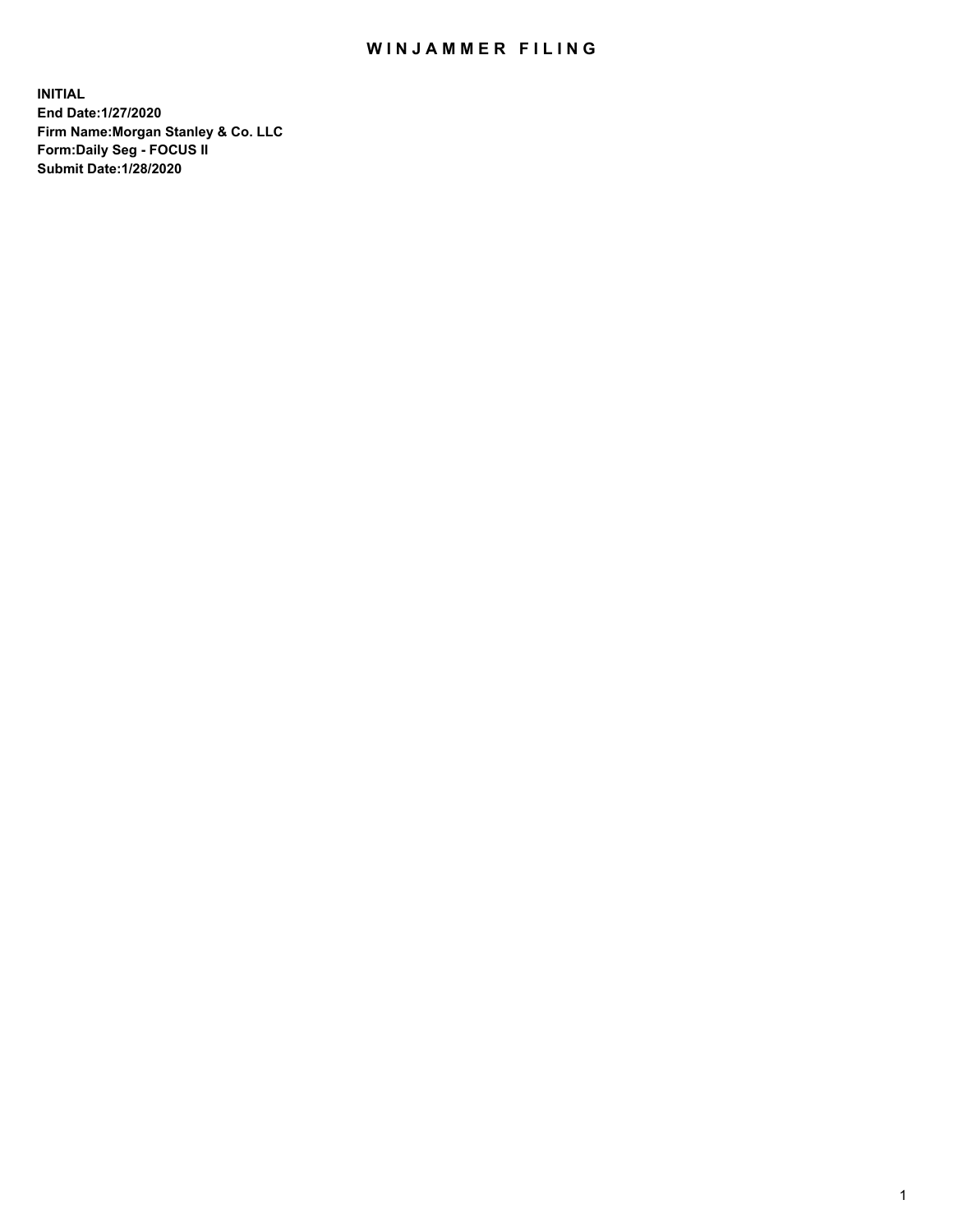# WINJAMMER FILING

**INITIAL**
**End Date:1/27/2020**
**Firm Name:Morgan Stanley & Co. LLC**
**Form:Daily Seg - FOCUS II**
**Submit Date:1/28/2020**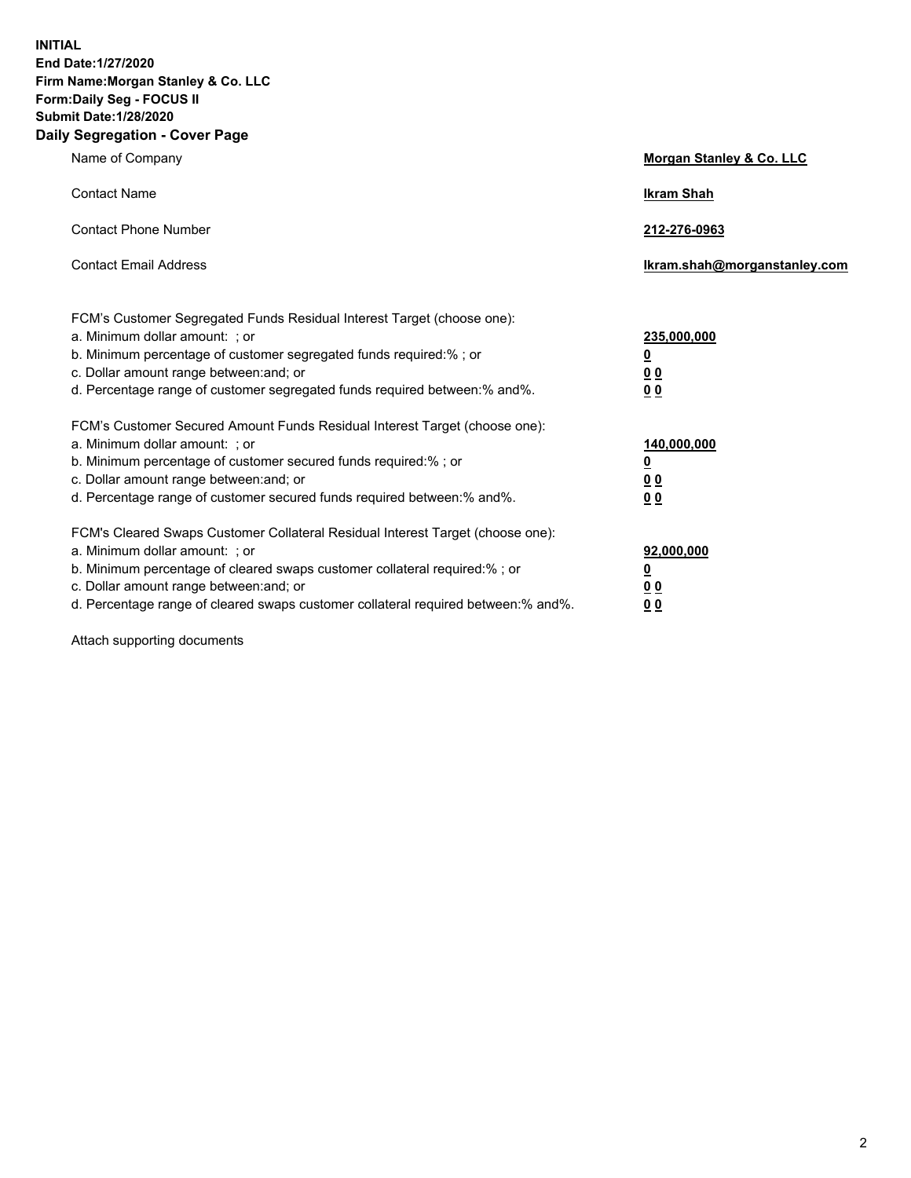**INITIAL**
**End Date:1/27/2020**
**Firm Name:Morgan Stanley & Co. LLC**
**Form:Daily Seg - FOCUS II**
**Submit Date:1/28/2020**

## Daily Segregation - Cover Page

| | |
|---|---|
| Name of Company | **Morgan Stanley & Co. LLC** |
| Contact Name | **Ikram Shah** |
| Contact Phone Number | **212-276-0963** |
| Contact Email Address | **Ikram.shah@morganstanley.com** |

FCM's Customer Segregated Funds Residual Interest Target (choose one):

| | |
|---|---|
| a. Minimum dollar amount: ; or | **235,000,000** |
| b. Minimum percentage of customer segregated funds required:% ; or | **0** |
| c. Dollar amount range between:and; or | **0 0** |
| d. Percentage range of customer segregated funds required between:% and%. | **0 0** |

FCM's Customer Secured Amount Funds Residual Interest Target (choose one):

| | |
|---|---|
| a. Minimum dollar amount: ; or | **140,000,000** |
| b. Minimum percentage of customer secured funds required:% ; or | **0** |
| c. Dollar amount range between:and; or | **0 0** |
| d. Percentage range of customer secured funds required between:% and%. | **0 0** |

FCM's Cleared Swaps Customer Collateral Residual Interest Target (choose one):

| | |
|---|---|
| a. Minimum dollar amount: ; or | **92,000,000** |
| b. Minimum percentage of cleared swaps customer collateral required:% ; or | **0** |
| c. Dollar amount range between:and; or | **0 0** |
| d. Percentage range of cleared swaps customer collateral required between:% and%. | **0 0** |

Attach supporting documents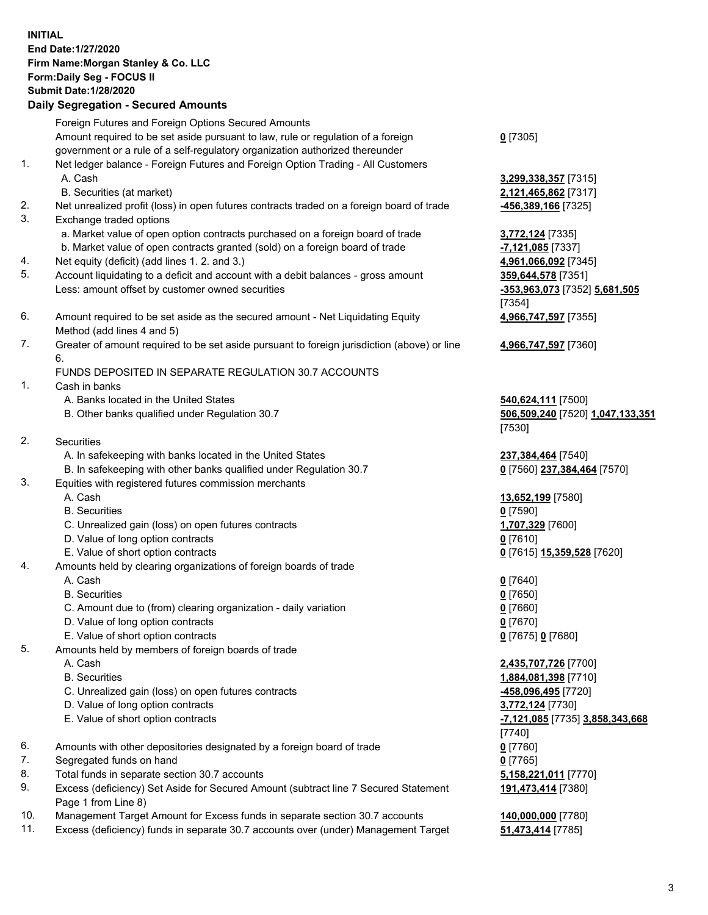**INITIAL**
**End Date:1/27/2020**
**Firm Name:Morgan Stanley & Co. LLC**
**Form:Daily Seg - FOCUS II**
**Submit Date:1/28/2020**

## Daily Segregation - Secured Amounts

| | | |
|---|---|---|
| | Foreign Futures and Foreign Options Secured Amounts | |
| | Amount required to be set aside pursuant to law, rule or regulation of a foreign government or a rule of a self-regulatory organization authorized thereunder | **0** [7305] |
| 1. | Net ledger balance - Foreign Futures and Foreign Option Trading - All Customers | |
| | A. Cash | **3,299,338,357** [7315] |
| | B. Securities (at market) | **2,121,465,862** [7317] |
| 2. | Net unrealized profit (loss) in open futures contracts traded on a foreign board of trade | **-456,389,166** [7325] |
| 3. | Exchange traded options | |
| | a. Market value of open option contracts purchased on a foreign board of trade | **3,772,124** [7335] |
| | b. Market value of open contracts granted (sold) on a foreign board of trade | **-7,121,085** [7337] |
| 4. | Net equity (deficit) (add lines 1. 2. and 3.) | **4,961,066,092** [7345] |
| 5. | Account liquidating to a deficit and account with a debit balances - gross amount | **359,644,578** [7351] |
| | Less: amount offset by customer owned securities | **-353,963,073** [7352] **5,681,505** [7354] |
| 6. | Amount required to be set aside as the secured amount - Net Liquidating Equity Method (add lines 4 and 5) | **4,966,747,597** [7355] |
| 7. | Greater of amount required to be set aside pursuant to foreign jurisdiction (above) or line 6. | **4,966,747,597** [7360] |
| | FUNDS DEPOSITED IN SEPARATE REGULATION 30.7 ACCOUNTS | |
| 1. | Cash in banks | |
| | A. Banks located in the United States | **540,624,111** [7500] |
| | B. Other banks qualified under Regulation 30.7 | **506,509,240** [7520] **1,047,133,351** [7530] |
| 2. | Securities | |
| | A. In safekeeping with banks located in the United States | **237,384,464** [7540] |
| | B. In safekeeping with other banks qualified under Regulation 30.7 | **0** [7560] **237,384,464** [7570] |
| 3. | Equities with registered futures commission merchants | |
| | A. Cash | **13,652,199** [7580] |
| | B. Securities | **0** [7590] |
| | C. Unrealized gain (loss) on open futures contracts | **1,707,329** [7600] |
| | D. Value of long option contracts | **0** [7610] |
| | E. Value of short option contracts | **0** [7615] **15,359,528** [7620] |
| 4. | Amounts held by clearing organizations of foreign boards of trade | |
| | A. Cash | **0** [7640] |
| | B. Securities | **0** [7650] |
| | C. Amount due to (from) clearing organization - daily variation | **0** [7660] |
| | D. Value of long option contracts | **0** [7670] |
| | E. Value of short option contracts | **0** [7675] **0** [7680] |
| 5. | Amounts held by members of foreign boards of trade | |
| | A. Cash | **2,435,707,726** [7700] |
| | B. Securities | **1,884,081,398** [7710] |
| | C. Unrealized gain (loss) on open futures contracts | **-458,096,495** [7720] |
| | D. Value of long option contracts | **3,772,124** [7730] |
| | E. Value of short option contracts | **-7,121,085** [7735] **3,858,343,668** [7740] |
| 6. | Amounts with other depositories designated by a foreign board of trade | **0** [7760] |
| 7. | Segregated funds on hand | **0** [7765] |
| 8. | Total funds in separate section 30.7 accounts | **5,158,221,011** [7770] |
| 9. | Excess (deficiency) Set Aside for Secured Amount (subtract line 7 Secured Statement Page 1 from Line 8) | **191,473,414** [7380] |
| 10. | Management Target Amount for Excess funds in separate section 30.7 accounts | **140,000,000** [7780] |
| 11. | Excess (deficiency) funds in separate 30.7 accounts over (under) Management Target | **51,473,414** [7785] |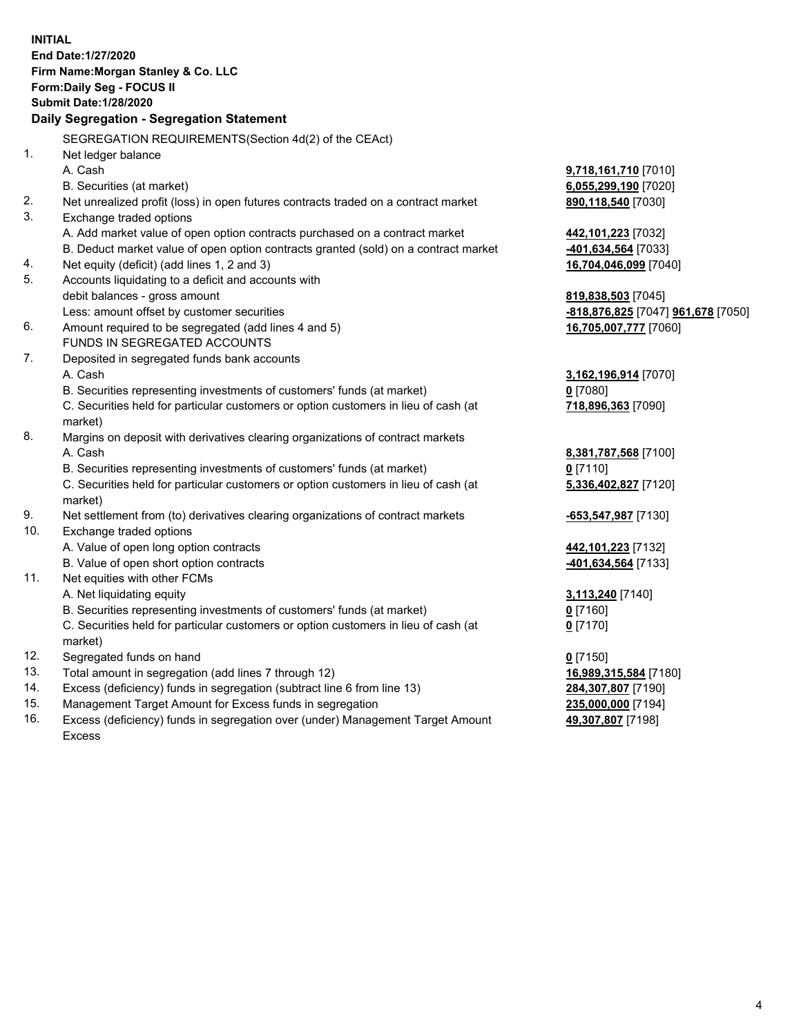**INITIAL**
**End Date:1/27/2020**
**Firm Name:Morgan Stanley & Co. LLC**
**Form:Daily Seg - FOCUS II**
**Submit Date:1/28/2020**

## Daily Segregation - Segregation Statement

SEGREGATION REQUIREMENTS(Section 4d(2) of the CEAct)

| | | |
|---|---|---|
| 1. | Net ledger balance | |
| | A. Cash | **9,718,161,710** [7010] |
| | B. Securities (at market) | **6,055,299,190** [7020] |
| 2. | Net unrealized profit (loss) in open futures contracts traded on a contract market | **890,118,540** [7030] |
| 3. | Exchange traded options | |
| | A. Add market value of open option contracts purchased on a contract market | **442,101,223** [7032] |
| | B. Deduct market value of open option contracts granted (sold) on a contract market | **-401,634,564** [7033] |
| 4. | Net equity (deficit) (add lines 1, 2 and 3) | **16,704,046,099** [7040] |
| 5. | Accounts liquidating to a deficit and accounts with debit balances - gross amount | **819,838,503** [7045] |
| | Less: amount offset by customer securities | **-818,876,825** [7047] **961,678** [7050] |
| 6. | Amount required to be segregated (add lines 4 and 5) | **16,705,007,777** [7060] |
| | FUNDS IN SEGREGATED ACCOUNTS | |
| 7. | Deposited in segregated funds bank accounts | |
| | A. Cash | **3,162,196,914** [7070] |
| | B. Securities representing investments of customers' funds (at market) | **0** [7080] |
| | C. Securities held for particular customers or option customers in lieu of cash (at market) | **718,896,363** [7090] |
| 8. | Margins on deposit with derivatives clearing organizations of contract markets | |
| | A. Cash | **8,381,787,568** [7100] |
| | B. Securities representing investments of customers' funds (at market) | **0** [7110] |
| | C. Securities held for particular customers or option customers in lieu of cash (at market) | **5,336,402,827** [7120] |
| 9. | Net settlement from (to) derivatives clearing organizations of contract markets | **-653,547,987** [7130] |
| 10. | Exchange traded options | |
| | A. Value of open long option contracts | **442,101,223** [7132] |
| | B. Value of open short option contracts | **-401,634,564** [7133] |
| 11. | Net equities with other FCMs | |
| | A. Net liquidating equity | **3,113,240** [7140] |
| | B. Securities representing investments of customers' funds (at market) | **0** [7160] |
| | C. Securities held for particular customers or option customers in lieu of cash (at market) | **0** [7170] |
| 12. | Segregated funds on hand | **0** [7150] |
| 13. | Total amount in segregation (add lines 7 through 12) | **16,989,315,584** [7180] |
| 14. | Excess (deficiency) funds in segregation (subtract line 6 from line 13) | **284,307,807** [7190] |
| 15. | Management Target Amount for Excess funds in segregation | **235,000,000** [7194] |
| 16. | Excess (deficiency) funds in segregation over (under) Management Target Amount Excess | **49,307,807** [7198] |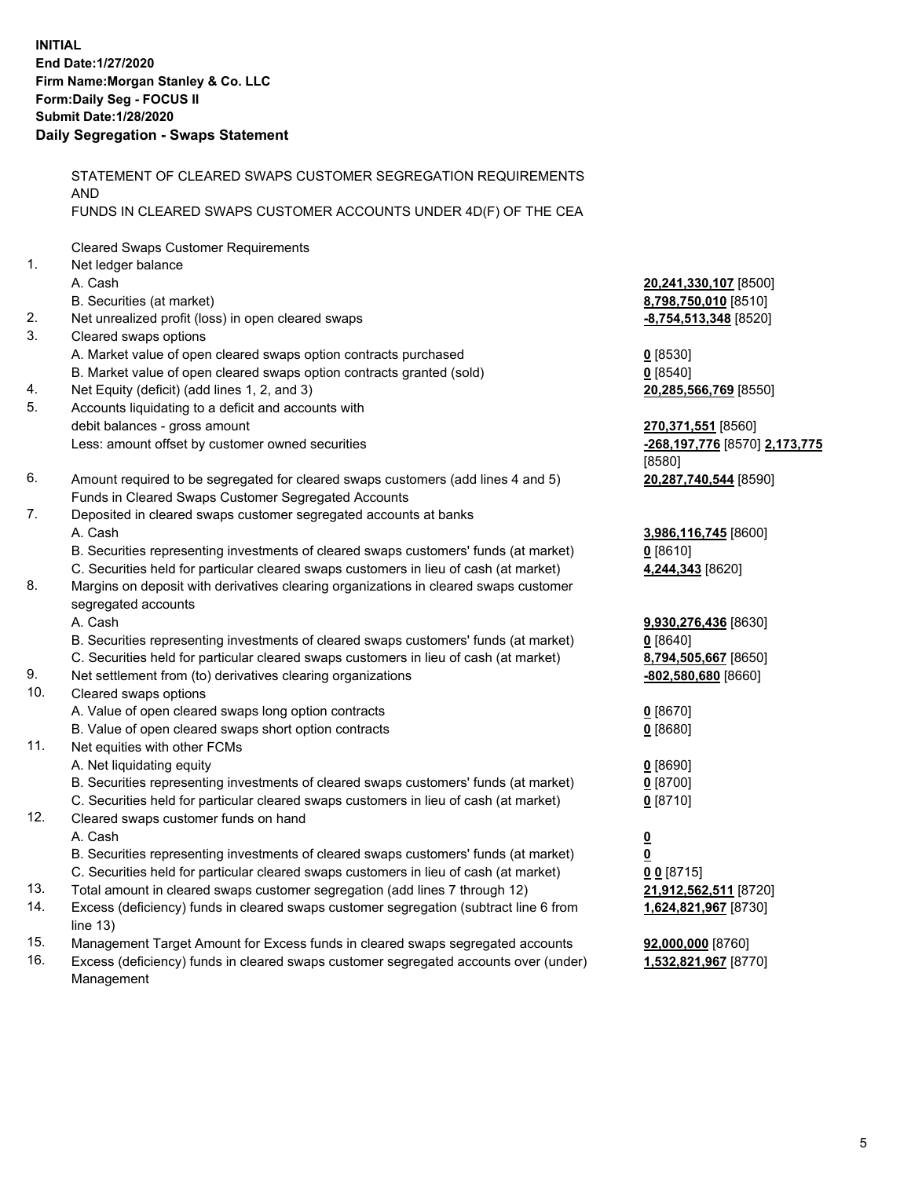**INITIAL**
**End Date:1/27/2020**
**Firm Name:Morgan Stanley & Co. LLC**
**Form:Daily Seg - FOCUS II**
**Submit Date:1/28/2020**
**Daily Segregation - Swaps Statement**

STATEMENT OF CLEARED SWAPS CUSTOMER SEGREGATION REQUIREMENTS AND FUNDS IN CLEARED SWAPS CUSTOMER ACCOUNTS UNDER 4D(F) OF THE CEA

| | | |
|---|---|---|
| | Cleared Swaps Customer Requirements | |
| 1. | Net ledger balance | |
| | A. Cash | **20,241,330,107** [8500] |
| | B. Securities (at market) | **8,798,750,010** [8510] |
| 2. | Net unrealized profit (loss) in open cleared swaps | **-8,754,513,348** [8520] |
| 3. | Cleared swaps options | |
| | A. Market value of open cleared swaps option contracts purchased | **0** [8530] |
| | B. Market value of open cleared swaps option contracts granted (sold) | **0** [8540] |
| 4. | Net Equity (deficit) (add lines 1, 2, and 3) | **20,285,566,769** [8550] |
| 5. | Accounts liquidating to a deficit and accounts with debit balances - gross amount | **270,371,551** [8560] |
| | Less: amount offset by customer owned securities | **-268,197,776** [8570] **2,173,775** [8580] |
| 6. | Amount required to be segregated for cleared swaps customers (add lines 4 and 5) | **20,287,740,544** [8590] |
| | Funds in Cleared Swaps Customer Segregated Accounts | |
| 7. | Deposited in cleared swaps customer segregated accounts at banks | |
| | A. Cash | **3,986,116,745** [8600] |
| | B. Securities representing investments of cleared swaps customers' funds (at market) | **0** [8610] |
| | C. Securities held for particular cleared swaps customers in lieu of cash (at market) | **4,244,343** [8620] |
| 8. | Margins on deposit with derivatives clearing organizations in cleared swaps customer segregated accounts | |
| | A. Cash | **9,930,276,436** [8630] |
| | B. Securities representing investments of cleared swaps customers' funds (at market) | **0** [8640] |
| | C. Securities held for particular cleared swaps customers in lieu of cash (at market) | **8,794,505,667** [8650] |
| 9. | Net settlement from (to) derivatives clearing organizations | **-802,580,680** [8660] |
| 10. | Cleared swaps options | |
| | A. Value of open cleared swaps long option contracts | **0** [8670] |
| | B. Value of open cleared swaps short option contracts | **0** [8680] |
| 11. | Net equities with other FCMs | |
| | A. Net liquidating equity | **0** [8690] |
| | B. Securities representing investments of cleared swaps customers' funds (at market) | **0** [8700] |
| | C. Securities held for particular cleared swaps customers in lieu of cash (at market) | **0** [8710] |
| 12. | Cleared swaps customer funds on hand | |
| | A. Cash | **0** |
| | B. Securities representing investments of cleared swaps customers' funds (at market) | **0** |
| | C. Securities held for particular cleared swaps customers in lieu of cash (at market) | **0** **0** [8715] |
| 13. | Total amount in cleared swaps customer segregation (add lines 7 through 12) | **21,912,562,511** [8720] |
| 14. | Excess (deficiency) funds in cleared swaps customer segregation (subtract line 6 from line 13) | **1,624,821,967** [8730] |
| 15. | Management Target Amount for Excess funds in cleared swaps segregated accounts | **92,000,000** [8760] |
| 16. | Excess (deficiency) funds in cleared swaps customer segregated accounts over (under) Management | **1,532,821,967** [8770] |